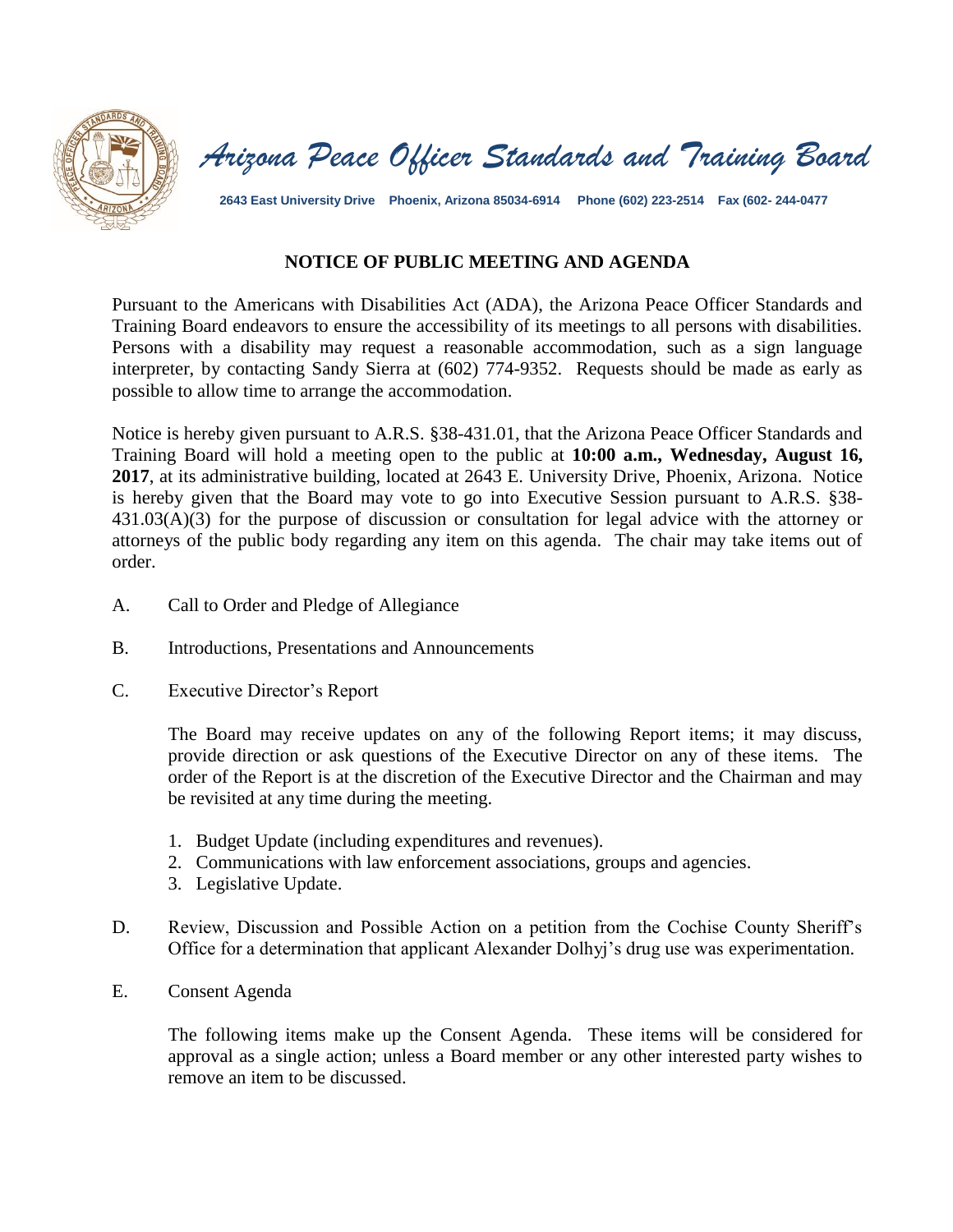# *Arizona Peace Officer Standards and Training Board*

**2643 East University Drive Phoenix, Arizona 85034-6914 Phone (602) 223-2514 Fax (602- 244-0477**

## NOTICE OF PUBLIC MEETING AND AGENDA

Pursuant to the Americans with Disabilities Act (ADA), the Arizona Peace Officer Standards and Training Board endeavors to ensure the accessibility of its meetings to all persons with disabilities. Persons with a disability may request a reasonable accommodation, such as a sign language interpreter, by contacting Sandy Sierra at (602) 774-9352. Requests should be made as early as possible to allow time to arrange the accommodation.

Notice is hereby given pursuant to A.R.S. §38-431.01, that the Arizona Peace Officer Standards and Training Board will hold a meeting open to the public at **10:00 a.m., Wednesday, August 16, 2017**, at its administrative building, located at 2643 E. University Drive, Phoenix, Arizona. Notice is hereby given that the Board may vote to go into Executive Session pursuant to A.R.S. §38-431.03(A)(3) for the purpose of discussion or consultation for legal advice with the attorney or attorneys of the public body regarding any item on this agenda. The chair may take items out of order.

A. Call to Order and Pledge of Allegiance

B. Introductions, Presentations and Announcements

C. Executive Director's Report

The Board may receive updates on any of the following Report items; it may discuss, provide direction or ask questions of the Executive Director on any of these items. The order of the Report is at the discretion of the Executive Director and the Chairman and may be revisited at any time during the meeting.

1. Budget Update (including expenditures and revenues).
2. Communications with law enforcement associations, groups and agencies.
3. Legislative Update.

D. Review, Discussion and Possible Action on a petition from the Cochise County Sheriff's Office for a determination that applicant Alexander Dolhyj's drug use was experimentation.

E. Consent Agenda

The following items make up the Consent Agenda. These items will be considered for approval as a single action; unless a Board member or any other interested party wishes to remove an item to be discussed.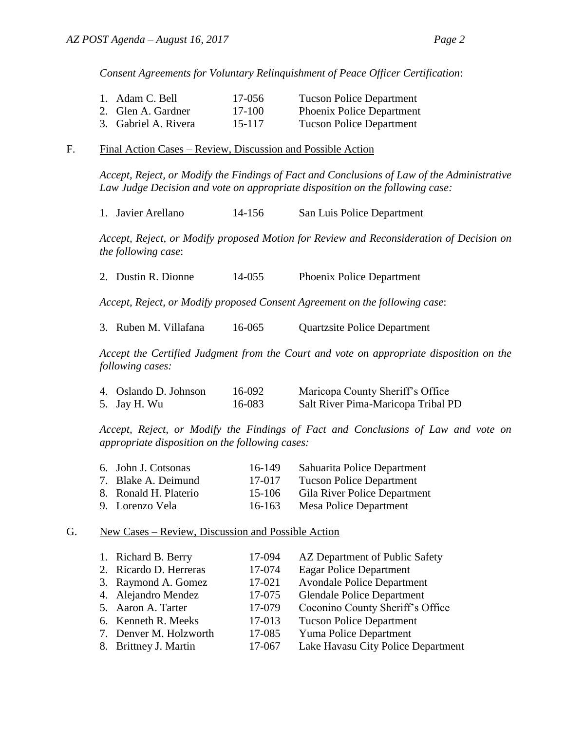*Consent Agreements for Voluntary Relinquishment of Peace Officer Certification*:

| | | |
|---|---|---|
| 1. Adam C. Bell | 17-056 | Tucson Police Department |
| 2. Glen A. Gardner | 17-100 | Phoenix Police Department |
| 3. Gabriel A. Rivera | 15-117 | Tucson Police Department |

F. Final Action Cases – Review, Discussion and Possible Action

*Accept, Reject, or Modify the Findings of Fact and Conclusions of Law of the Administrative Law Judge Decision and vote on appropriate disposition on the following case:*

| | | |
|---|---|---|
| 1. Javier Arellano | 14-156 | San Luis Police Department |

*Accept, Reject, or Modify proposed Motion for Review and Reconsideration of Decision on the following case*:

| | | |
|---|---|---|
| 2. Dustin R. Dionne | 14-055 | Phoenix Police Department |

*Accept, Reject, or Modify proposed Consent Agreement on the following case*:

| | | |
|---|---|---|
| 3. Ruben M. Villafana | 16-065 | Quartzsite Police Department |

*Accept the Certified Judgment from the Court and vote on appropriate disposition on the following cases:*

| | | |
|---|---|---|
| 4. Oslando D. Johnson | 16-092 | Maricopa County Sheriff's Office |
| 5. Jay H. Wu | 16-083 | Salt River Pima-Maricopa Tribal PD |

*Accept, Reject, or Modify the Findings of Fact and Conclusions of Law and vote on appropriate disposition on the following cases:*

| | | |
|---|---|---|
| 6. John J. Cotsonas | 16-149 | Sahuarita Police Department |
| 7. Blake A. Deimund | 17-017 | Tucson Police Department |
| 8. Ronald H. Platerio | 15-106 | Gila River Police Department |
| 9. Lorenzo Vela | 16-163 | Mesa Police Department |

G. New Cases – Review, Discussion and Possible Action

| | | |
|---|---|---|
| 1. Richard B. Berry | 17-094 | AZ Department of Public Safety |
| 2. Ricardo D. Herreras | 17-074 | Eagar Police Department |
| 3. Raymond A. Gomez | 17-021 | Avondale Police Department |
| 4. Alejandro Mendez | 17-075 | Glendale Police Department |
| 5. Aaron A. Tarter | 17-079 | Coconino County Sheriff's Office |
| 6. Kenneth R. Meeks | 17-013 | Tucson Police Department |
| 7. Denver M. Holzworth | 17-085 | Yuma Police Department |
| 8. Brittney J. Martin | 17-067 | Lake Havasu City Police Department |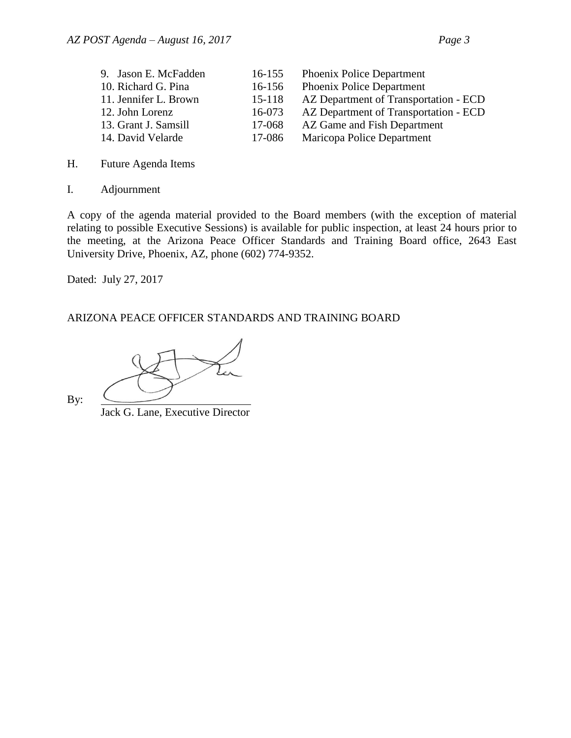| | | |
|---|---|---|
| 9. Jason E. McFadden | 16-155 | Phoenix Police Department |
| 10. Richard G. Pina | 16-156 | Phoenix Police Department |
| 11. Jennifer L. Brown | 15-118 | AZ Department of Transportation - ECD |
| 12. John Lorenz | 16-073 | AZ Department of Transportation - ECD |
| 13. Grant J. Samsill | 17-068 | AZ Game and Fish Department |
| 14. David Velarde | 17-086 | Maricopa Police Department |

H. Future Agenda Items

I. Adjournment

A copy of the agenda material provided to the Board members (with the exception of material relating to possible Executive Sessions) is available for public inspection, at least 24 hours prior to the meeting, at the Arizona Peace Officer Standards and Training Board office, 2643 East University Drive, Phoenix, AZ, phone (602) 774-9352.

Dated: July 27, 2017

ARIZONA PEACE OFFICER STANDARDS AND TRAINING BOARD

By: ______________________

Jack G. Lane, Executive Director